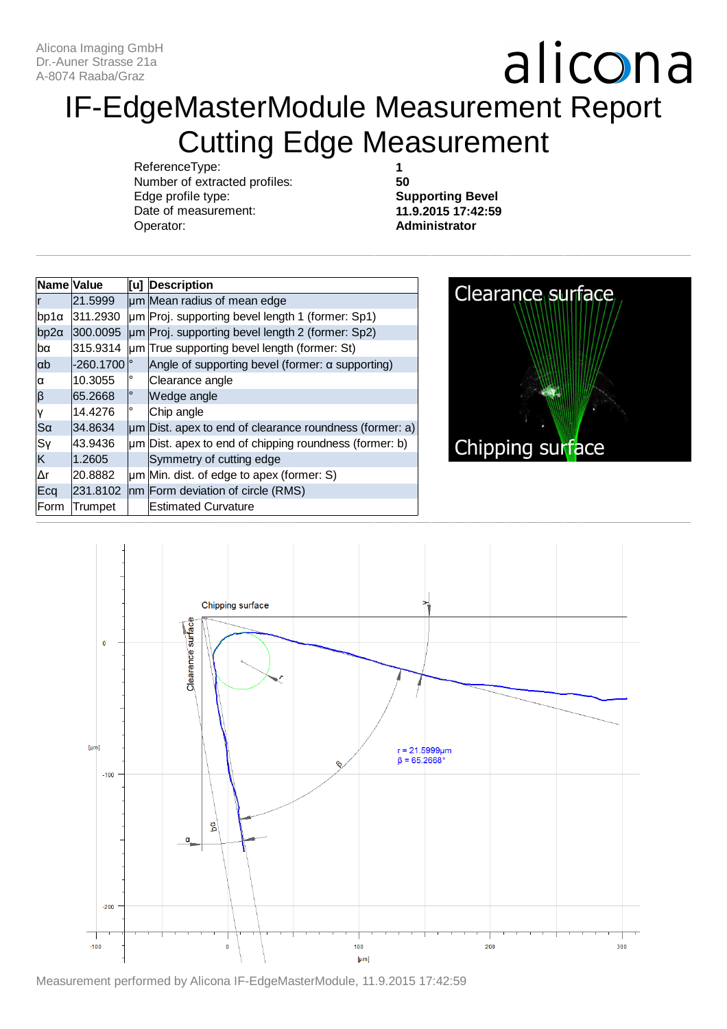Alicona Imaging GmbH
Dr.-Auner Strasse 21a
A-8074 Raaba/Graz

alicona

# IF-EdgeMasterModule Measurement Report
# Cutting Edge Measurement

| | |
|---|---|
| ReferenceType: | **1** |
| Number of extracted profiles: | **50** |
| Edge profile type: | **Supporting Bevel** |
| Date of measurement: | **11.9.2015 17:42:59** |
| Operator: | **Administrator** |

| Name | Value | [u] | Description |
|---|---|---|---|
| r | 21.5999 | µm | Mean radius of mean edge |
| bp1α | 311.2930 | µm | Proj. supporting bevel length 1 (former: Sp1) |
| bp2α | 300.0095 | µm | Proj. supporting bevel length 2 (former: Sp2) |
| bα | 315.9314 | µm | True supporting bevel length (former: St) |
| αb | -260.1700 | ° | Angle of supporting bevel (former: α supporting) |
| α | 10.3055 | ° | Clearance angle |
| β | 65.2668 | ° | Wedge angle |
| γ | 14.4276 | ° | Chip angle |
| Sα | 34.8634 | µm | Dist. apex to end of clearance roundness (former: a) |
| Sγ | 43.9436 | µm | Dist. apex to end of chipping roundness (former: b) |
| K | 1.2605 | | Symmetry of cutting edge |
| Δr | 20.8882 | µm | Min. dist. of edge to apex (former: S) |
| Ecq | 231.8102 | nm | Form deviation of circle (RMS) |
| Form | Trumpet | | Estimated Curvature |

Measurement performed by Alicona IF-EdgeMasterModule, 11.9.2015 17:42:59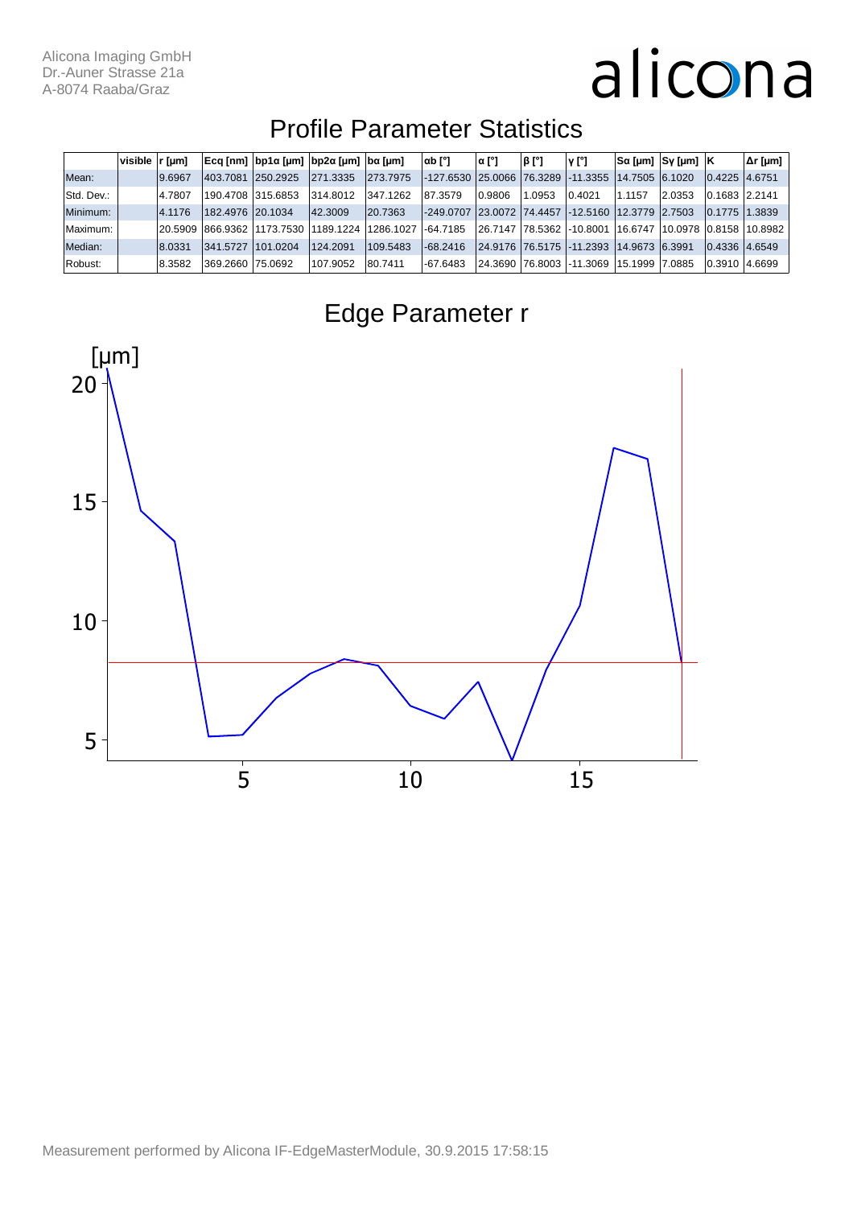Alicona Imaging GmbH
Dr.-Auner Strasse 21a
A-8074 Raaba/Graz

alicona

# Profile Parameter Statistics

| | visible | r [µm] | Ecq [nm] | bp1α [µm] | bp2α [µm] | bα [µm] | αb [°] | α [°] | β [°] | γ [°] | Sα [µm] | Sγ [µm] | K | Δr [µm] |
|---|---|---|---|---|---|---|---|---|---|---|---|---|---|---|
| Mean: | | 9.6967 | 403.7081 | 250.2925 | 271.3335 | 273.7975 | -127.6530 | 25.0066 | 76.3289 | -11.3355 | 14.7505 | 6.1020 | 0.4225 | 4.6751 |
| Std. Dev.: | | 4.7807 | 190.4708 | 315.6853 | 314.8012 | 347.1262 | 87.3579 | 0.9806 | 1.0953 | 0.4021 | 1.1157 | 2.0353 | 0.1683 | 2.2141 |
| Minimum: | | 4.1176 | 182.4976 | 20.1034 | 42.3009 | 20.7363 | -249.0707 | 23.0072 | 74.4457 | -12.5160 | 12.3779 | 2.7503 | 0.1775 | 1.3839 |
| Maximum: | | 20.5909 | 866.9362 | 1173.7530 | 1189.1224 | 1286.1027 | -64.7185 | 26.7147 | 78.5362 | -10.8001 | 16.6747 | 10.0978 | 0.8158 | 10.8982 |
| Median: | | 8.0331 | 341.5727 | 101.0204 | 124.2091 | 109.5483 | -68.2416 | 24.9176 | 76.5175 | -11.2393 | 14.9673 | 6.3991 | 0.4336 | 4.6549 |
| Robust: | | 8.3582 | 369.2660 | 75.0692 | 107.9052 | 80.7411 | -67.6483 | 24.3690 | 76.8003 | -11.3069 | 15.1999 | 7.0885 | 0.3910 | 4.6699 |

# Edge Parameter r

[µm]

Measurement performed by Alicona IF-EdgeMasterModule, 30.9.2015 17:58:15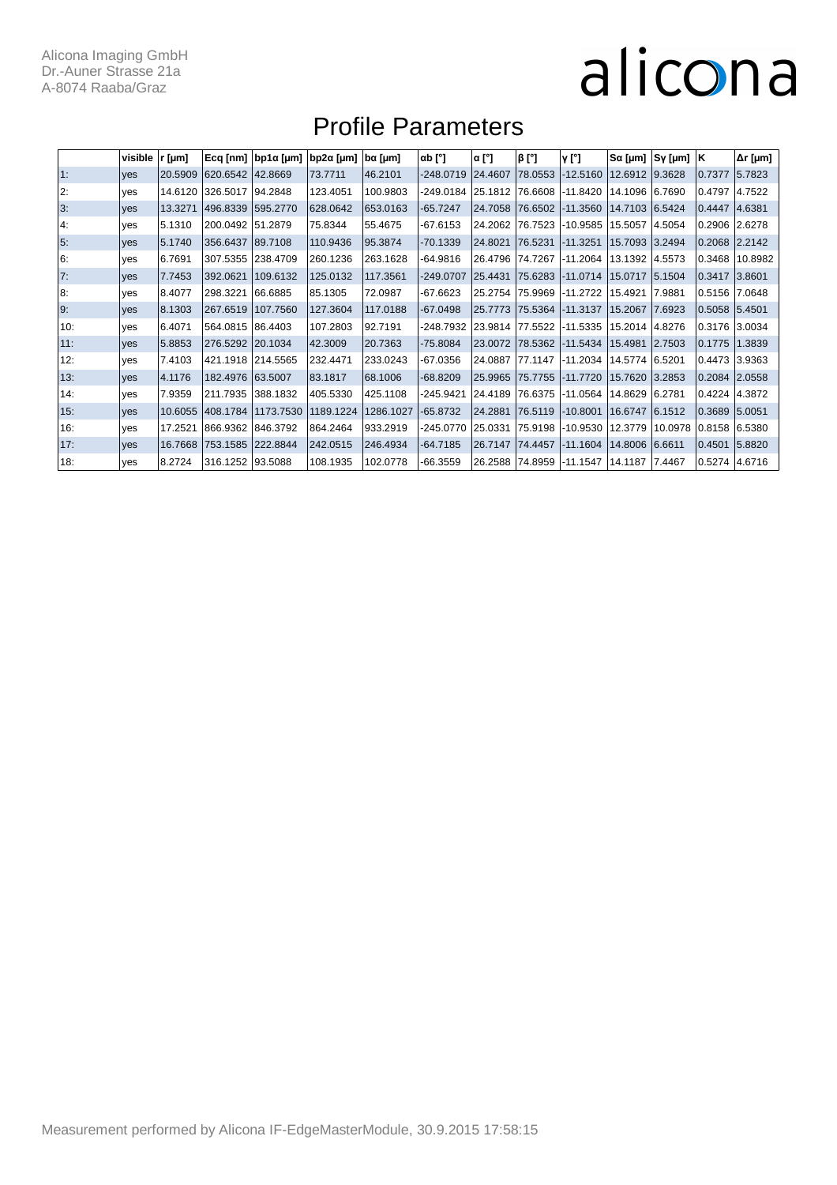Alicona Imaging GmbH
Dr.-Auner Strasse 21a
A-8074 Raaba/Graz

alicona

# Profile Parameters

| | visible | r [µm] | Ecq [nm] | bp1α [µm] | bp2α [µm] | bα [µm] | αb [°] | α [°] | β [°] | γ [°] | Sα [µm] | Sγ [µm] | K | Δr [µm] |
|---|---|---|---|---|---|---|---|---|---|---|---|---|---|---|
| 1: | yes | 20.5909 | 620.6542 | 42.8669 | 73.7711 | 46.2101 | -248.0719 | 24.4607 | 78.0553 | -12.5160 | 12.6912 | 9.3628 | 0.7377 | 5.7823 |
| 2: | yes | 14.6120 | 326.5017 | 94.2848 | 123.4051 | 100.9803 | -249.0184 | 25.1812 | 76.6608 | -11.8420 | 14.1096 | 6.7690 | 0.4797 | 4.7522 |
| 3: | yes | 13.3271 | 496.8339 | 595.2770 | 628.0642 | 653.0163 | -65.7247 | 24.7058 | 76.6502 | -11.3560 | 14.7103 | 6.5424 | 0.4447 | 4.6381 |
| 4: | yes | 5.1310 | 200.0492 | 51.2879 | 75.8344 | 55.4675 | -67.6153 | 24.2062 | 76.7523 | -10.9585 | 15.5057 | 4.5054 | 0.2906 | 2.6278 |
| 5: | yes | 5.1740 | 356.6437 | 89.7108 | 110.9436 | 95.3874 | -70.1339 | 24.8021 | 76.5231 | -11.3251 | 15.7093 | 3.2494 | 0.2068 | 2.2142 |
| 6: | yes | 6.7691 | 307.5355 | 238.4709 | 260.1236 | 263.1628 | -64.9816 | 26.4796 | 74.7267 | -11.2064 | 13.1392 | 4.5573 | 0.3468 | 10.8982 |
| 7: | yes | 7.7453 | 392.0621 | 109.6132 | 125.0132 | 117.3561 | -249.0707 | 25.4431 | 75.6283 | -11.0714 | 15.0717 | 5.1504 | 0.3417 | 3.8601 |
| 8: | yes | 8.4077 | 298.3221 | 66.6885 | 85.1305 | 72.0987 | -67.6623 | 25.2754 | 75.9969 | -11.2722 | 15.4921 | 7.9881 | 0.5156 | 7.0648 |
| 9: | yes | 8.1303 | 267.6519 | 107.7560 | 127.3604 | 117.0188 | -67.0498 | 25.7773 | 75.5364 | -11.3137 | 15.2067 | 7.6923 | 0.5058 | 5.4501 |
| 10: | yes | 6.4071 | 564.0815 | 86.4403 | 107.2803 | 92.7191 | -248.7932 | 23.9814 | 77.5522 | -11.5335 | 15.2014 | 4.8276 | 0.3176 | 3.0034 |
| 11: | yes | 5.8853 | 276.5292 | 20.1034 | 42.3009 | 20.7363 | -75.8084 | 23.0072 | 78.5362 | -11.5434 | 15.4981 | 2.7503 | 0.1775 | 1.3839 |
| 12: | yes | 7.4103 | 421.1918 | 214.5565 | 232.4471 | 233.0243 | -67.0356 | 24.0887 | 77.1147 | -11.2034 | 14.5774 | 6.5201 | 0.4473 | 3.9363 |
| 13: | yes | 4.1176 | 182.4976 | 63.5007 | 83.1817 | 68.1006 | -68.8209 | 25.9965 | 75.7755 | -11.7720 | 15.7620 | 3.2853 | 0.2084 | 2.0558 |
| 14: | yes | 7.9359 | 211.7935 | 388.1832 | 405.5330 | 425.1108 | -245.9421 | 24.4189 | 76.6375 | -11.0564 | 14.8629 | 6.2781 | 0.4224 | 4.3872 |
| 15: | yes | 10.6055 | 408.1784 | 1173.7530 | 1189.1224 | 1286.1027 | -65.8732 | 24.2881 | 76.5119 | -10.8001 | 16.6747 | 6.1512 | 0.3689 | 5.0051 |
| 16: | yes | 17.2521 | 866.9362 | 846.3792 | 864.2464 | 933.2919 | -245.0770 | 25.0331 | 75.9198 | -10.9530 | 12.3779 | 10.0978 | 0.8158 | 6.5380 |
| 17: | yes | 16.7668 | 753.1585 | 222.8844 | 242.0515 | 246.4934 | -64.7185 | 26.7147 | 74.4457 | -11.1604 | 14.8006 | 6.6611 | 0.4501 | 5.8820 |
| 18: | yes | 8.2724 | 316.1252 | 93.5088 | 108.1935 | 102.0778 | -66.3559 | 26.2588 | 74.8959 | -11.1547 | 14.1187 | 7.4467 | 0.5274 | 4.6716 |

Measurement performed by Alicona IF-EdgeMasterModule, 30.9.2015 17:58:15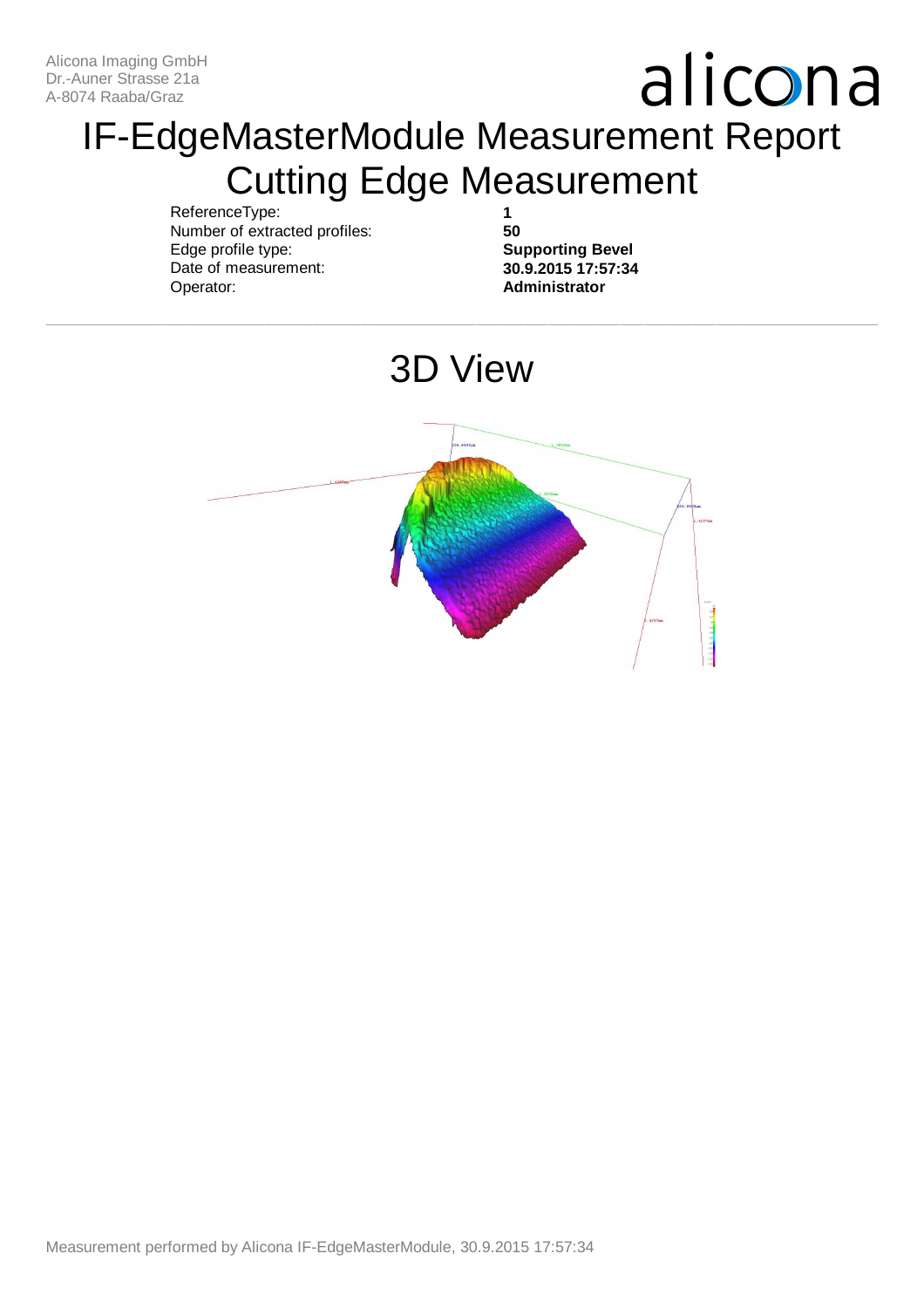Alicona Imaging GmbH
Dr.-Auner Strasse 21a
A-8074 Raaba/Graz

# IF-EdgeMasterModule Measurement Report
# Cutting Edge Measurement

| | |
|---|---|
| ReferenceType: | **1** |
| Number of extracted profiles: | **50** |
| Edge profile type: | **Supporting Bevel** |
| Date of measurement: | **30.9.2015 17:57:34** |
| Operator: | **Administrator** |

---

## 3D View

Measurement performed by Alicona IF-EdgeMasterModule, 30.9.2015 17:57:34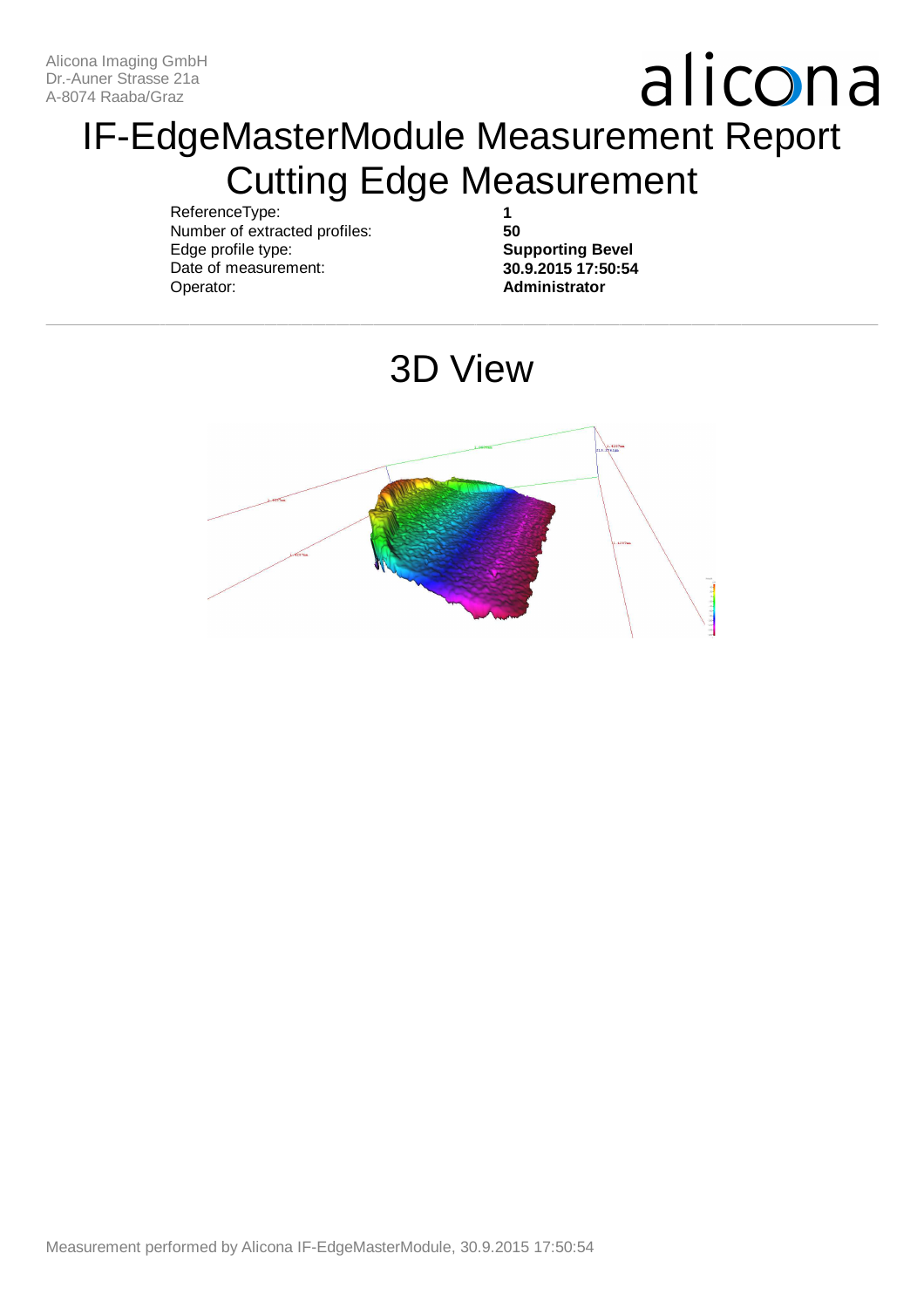Alicona Imaging GmbH
Dr.-Auner Strasse 21a
A-8074 Raaba/Graz

# IF-EdgeMasterModule Measurement Report
# Cutting Edge Measurement

| | |
|---|---|
| ReferenceType: | **1** |
| Number of extracted profiles: | **50** |
| Edge profile type: | **Supporting Bevel** |
| Date of measurement: | **30.9.2015 17:50:54** |
| Operator: | **Administrator** |

---

## 3D View

Measurement performed by Alicona IF-EdgeMasterModule, 30.9.2015 17:50:54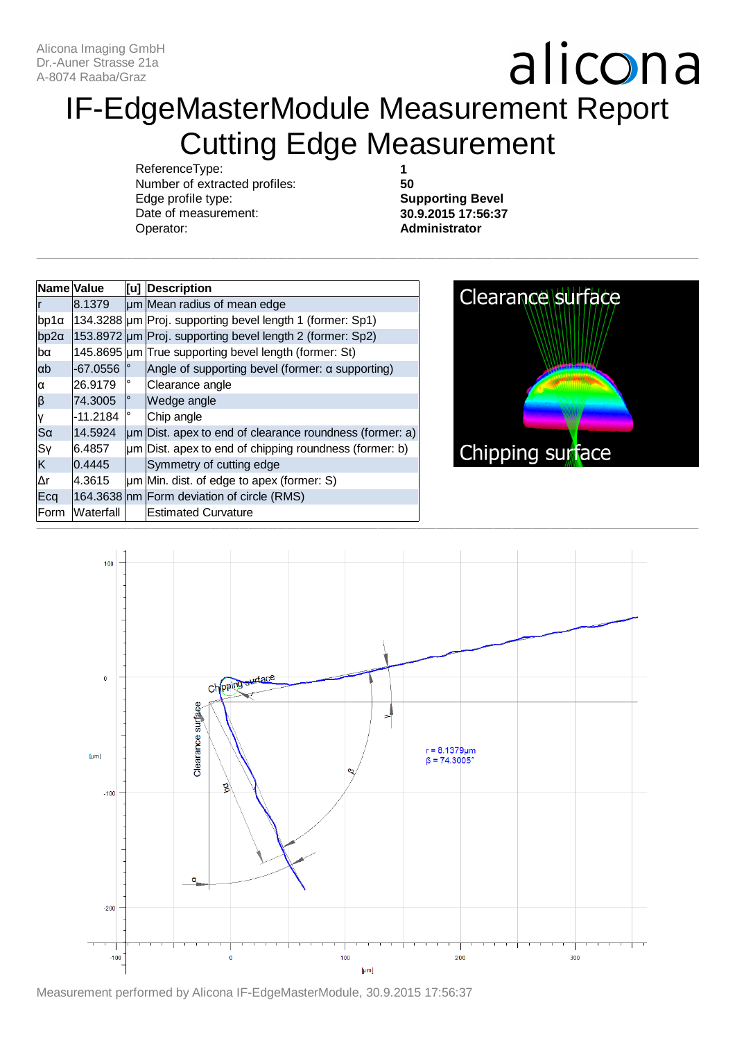Alicona Imaging GmbH
Dr.-Auner Strasse 21a
A-8074 Raaba/Graz

alicona

# IF-EdgeMasterModule Measurement Report
# Cutting Edge Measurement

| | |
|---|---|
| ReferenceType: | **1** |
| Number of extracted profiles: | **50** |
| Edge profile type: | **Supporting Bevel** |
| Date of measurement: | **30.9.2015 17:56:37** |
| Operator: | **Administrator** |

| Name | Value | [u] | Description |
|---|---|---|---|
| r | 8.1379 | µm | Mean radius of mean edge |
| bp1α | 134.3288 | µm | Proj. supporting bevel length 1 (former: Sp1) |
| bp2α | 153.8972 | µm | Proj. supporting bevel length 2 (former: Sp2) |
| bα | 145.8695 | µm | True supporting bevel length (former: St) |
| αb | -67.0556 | ° | Angle of supporting bevel (former: α supporting) |
| α | 26.9179 | ° | Clearance angle |
| β | 74.3005 | ° | Wedge angle |
| γ | -11.2184 | ° | Chip angle |
| Sα | 14.5924 | µm | Dist. apex to end of clearance roundness (former: a) |
| Sγ | 6.4857 | µm | Dist. apex to end of chipping roundness (former: b) |
| K | 0.4445 | | Symmetry of cutting edge |
| Δr | 4.3615 | µm | Min. dist. of edge to apex (former: S) |
| Ecq | 164.3638 | nm | Form deviation of circle (RMS) |
| Form | Waterfall | | Estimated Curvature |

Measurement performed by Alicona IF-EdgeMasterModule, 30.9.2015 17:56:37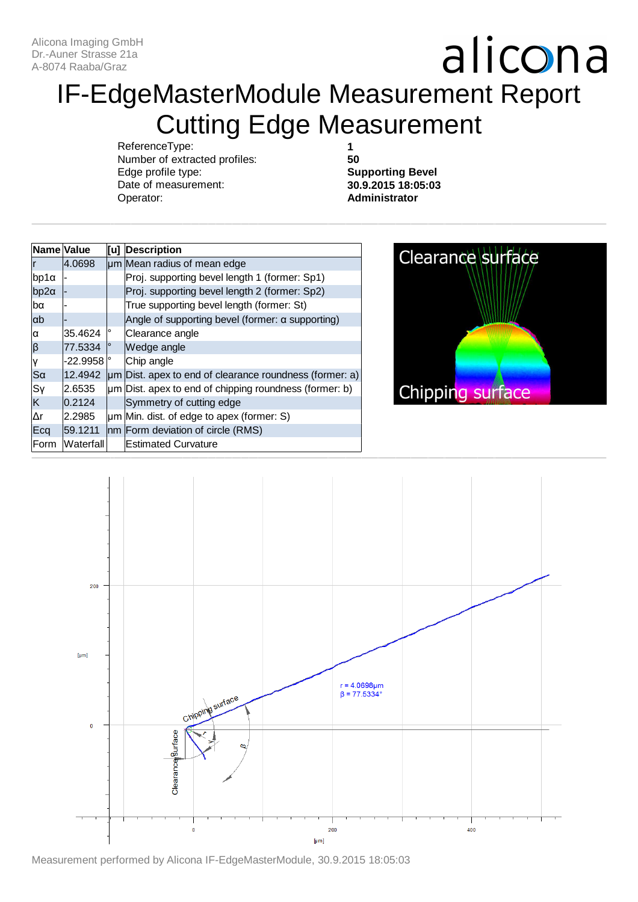Alicona Imaging GmbH
Dr.-Auner Strasse 21a
A-8074 Raaba/Graz

# IF-EdgeMasterModule Measurement Report
# Cutting Edge Measurement

| | |
|---|---|
| ReferenceType: | **1** |
| Number of extracted profiles: | **50** |
| Edge profile type: | **Supporting Bevel** |
| Date of measurement: | **30.9.2015 18:05:03** |
| Operator: | **Administrator** |

| Name | Value | [u] | Description |
|---|---|---|---|
| r | 4.0698 | µm | Mean radius of mean edge |
| bp1α | - | | Proj. supporting bevel length 1 (former: Sp1) |
| bp2α | - | | Proj. supporting bevel length 2 (former: Sp2) |
| bα | - | | True supporting bevel length (former: St) |
| αb | - | | Angle of supporting bevel (former: α supporting) |
| α | 35.4624 | ° | Clearance angle |
| β | 77.5334 | ° | Wedge angle |
| γ | -22.9958 | ° | Chip angle |
| Sα | 12.4942 | µm | Dist. apex to end of clearance roundness (former: a) |
| Sγ | 2.6535 | µm | Dist. apex to end of chipping roundness (former: b) |
| K | 0.2124 | | Symmetry of cutting edge |
| Δr | 2.2985 | µm | Min. dist. of edge to apex (former: S) |
| Ecq | 59.1211 | nm | Form deviation of circle (RMS) |
| Form | Waterfall | | Estimated Curvature |

Measurement performed by Alicona IF-EdgeMasterModule, 30.9.2015 18:05:03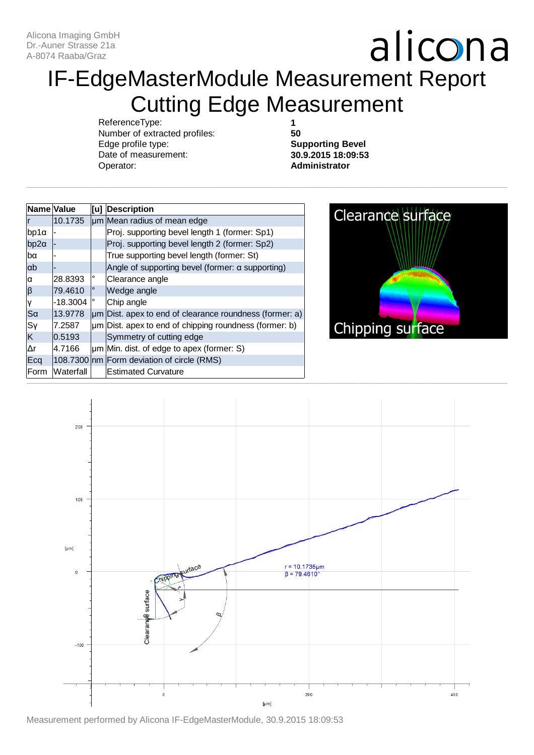Alicona Imaging GmbH
Dr.-Auner Strasse 21a
A-8074 Raaba/Graz

alicona

# IF-EdgeMasterModule Measurement Report
# Cutting Edge Measurement

| | |
|---|---|
| ReferenceType: | **1** |
| Number of extracted profiles: | **50** |
| Edge profile type: | **Supporting Bevel** |
| Date of measurement: | **30.9.2015 18:09:53** |
| Operator: | **Administrator** |

| Name | Value | [u] | Description |
|---|---|---|---|
| r | 10.1735 | µm | Mean radius of mean edge |
| bp1α | - | | Proj. supporting bevel length 1 (former: Sp1) |
| bp2α | - | | Proj. supporting bevel length 2 (former: Sp2) |
| bα | - | | True supporting bevel length (former: St) |
| αb | - | | Angle of supporting bevel (former: α supporting) |
| α | 28.8393 | ° | Clearance angle |
| β | 79.4610 | ° | Wedge angle |
| γ | -18.3004 | ° | Chip angle |
| Sα | 13.9778 | µm | Dist. apex to end of clearance roundness (former: a) |
| Sγ | 7.2587 | µm | Dist. apex to end of chipping roundness (former: b) |
| K | 0.5193 | | Symmetry of cutting edge |
| Δr | 4.7166 | µm | Min. dist. of edge to apex (former: S) |
| Ecq | 108.7300 | nm | Form deviation of circle (RMS) |
| Form | Waterfall | | Estimated Curvature |

Clearance surface

Chipping surface

r = 10.1735µm
β = 79.4610°

Measurement performed by Alicona IF-EdgeMasterModule, 30.9.2015 18:09:53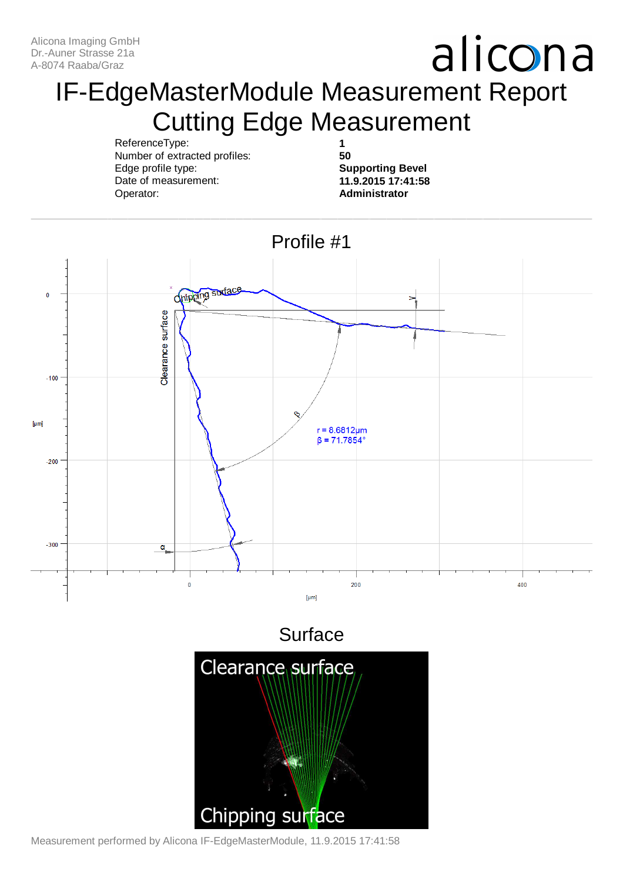Alicona Imaging GmbH
Dr.-Auner Strasse 21a
A-8074 Raaba/Graz

alicona

# IF-EdgeMasterModule Measurement Report
# Cutting Edge Measurement

| | |
|---|---|
| ReferenceType: | **1** |
| Number of extracted profiles: | **50** |
| Edge profile type: | **Supporting Bevel** |
| Date of measurement: | **11.9.2015 17:41:58** |
| Operator: | **Administrator** |

## Profile #1

r = 8.6812µm
β = 71.7854°

## Surface

Measurement performed by Alicona IF-EdgeMasterModule, 11.9.2015 17:41:58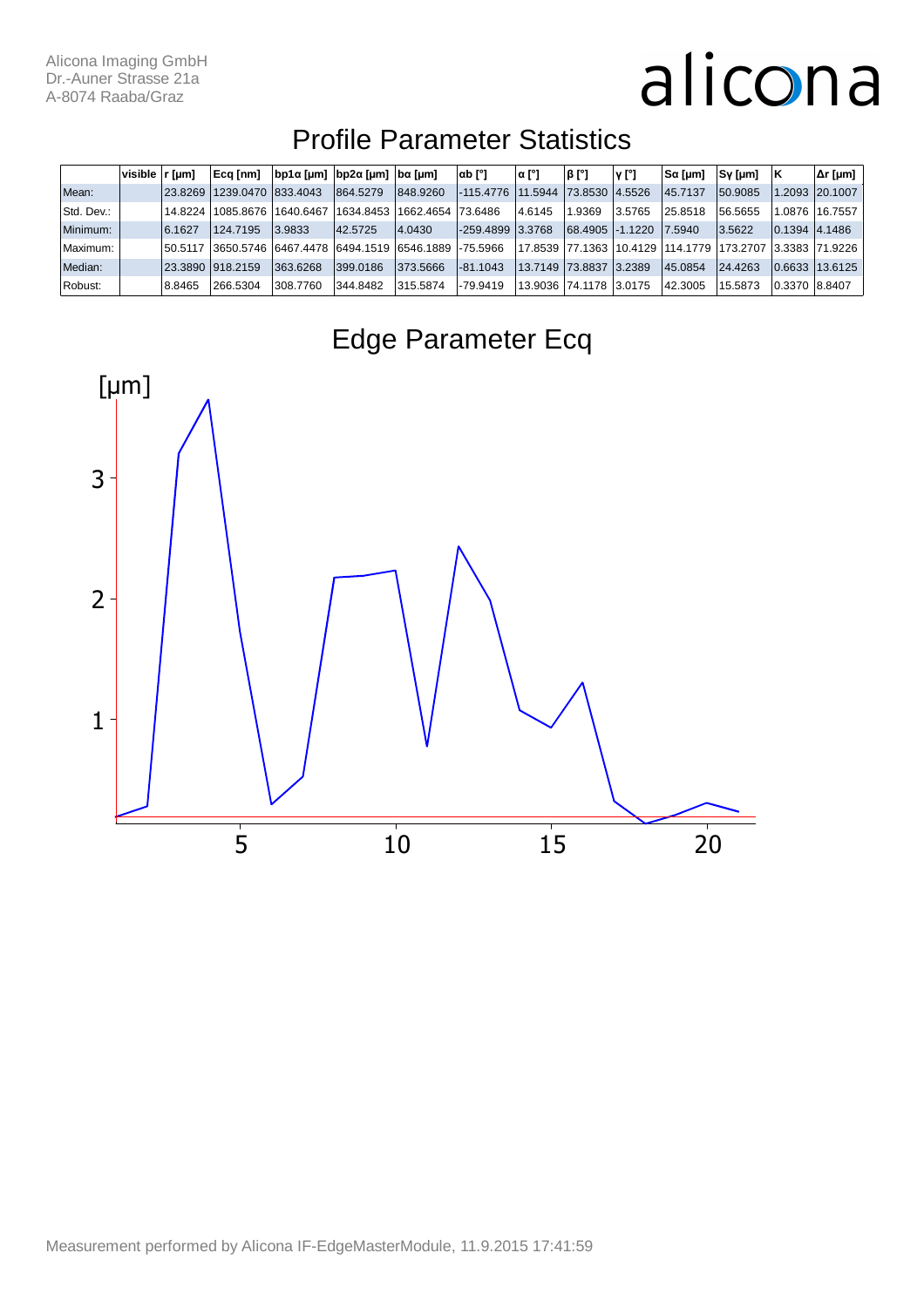Alicona Imaging GmbH
Dr.-Auner Strasse 21a
A-8074 Raaba/Graz

alicona

# Profile Parameter Statistics

| | visible | r [µm] | Ecq [nm] | bp1α [µm] | bp2α [µm] | bα [µm] | αb [°] | α [°] | β [°] | γ [°] | Sα [µm] | Sγ [µm] | K | Δr [µm] |
|---|---|---|---|---|---|---|---|---|---|---|---|---|---|---|
| Mean: | | 23.8269 | 1239.0470 | 833.4043 | 864.5279 | 848.9260 | -115.4776 | 11.5944 | 73.8530 | 4.5526 | 45.7137 | 50.9085 | 1.2093 | 20.1007 |
| Std. Dev.: | | 14.8224 | 1085.8676 | 1640.6467 | 1634.8453 | 1662.4654 | 73.6486 | 4.6145 | 1.9369 | 3.5765 | 25.8518 | 56.5655 | 1.0876 | 16.7557 |
| Minimum: | | 6.1627 | 124.7195 | 3.9833 | 42.5725 | 4.0430 | -259.4899 | 3.3768 | 68.4905 | -1.1220 | 7.5940 | 3.5622 | 0.1394 | 4.1486 |
| Maximum: | | 50.5117 | 3650.5746 | 6467.4478 | 6494.1519 | 6546.1889 | -75.5966 | 17.8539 | 77.1363 | 10.4129 | 114.1779 | 173.2707 | 3.3383 | 71.9226 |
| Median: | | 23.3890 | 918.2159 | 363.6268 | 399.0186 | 373.5666 | -81.1043 | 13.7149 | 73.8837 | 3.2389 | 45.0854 | 24.4263 | 0.6633 | 13.6125 |
| Robust: | | 8.8465 | 266.5304 | 308.7760 | 344.8482 | 315.5874 | -79.9419 | 13.9036 | 74.1178 | 3.0175 | 42.3005 | 15.5873 | 0.3370 | 8.8407 |

# Edge Parameter Ecq

[µm]

3
2
1

5 10 15 20

Measurement performed by Alicona IF-EdgeMasterModule, 11.9.2015 17:41:59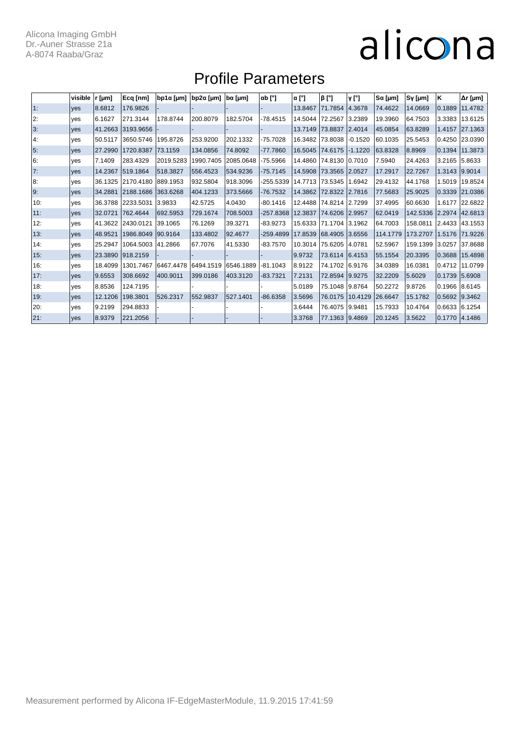Alicona Imaging GmbH
Dr.-Auner Strasse 21a
A-8074 Raaba/Graz

alicona

# Profile Parameters

| | visible | r [µm] | Ecq [nm] | bp1α [µm] | bp2α [µm] | bα [µm] | αb [°] | α [°] | β [°] | γ [°] | Sα [µm] | Sγ [µm] | K | Δr [µm] |
|---|---|---|---|---|---|---|---|---|---|---|---|---|---|---|
| 1: | yes | 8.6812 | 176.9826 | - | - | - | - | 13.8467 | 71.7854 | 4.3678 | 74.4622 | 14.0669 | 0.1889 | 11.4782 |
| 2: | yes | 6.1627 | 271.3144 | 178.8744 | 200.8079 | 182.5704 | -78.4515 | 14.5044 | 72.2567 | 3.2389 | 19.3960 | 64.7503 | 3.3383 | 13.6125 |
| 3: | yes | 41.2663 | 3193.9656 | - | - | - | - | 13.7149 | 73.8837 | 2.4014 | 45.0854 | 63.8289 | 1.4157 | 27.1363 |
| 4: | yes | 50.5117 | 3650.5746 | 195.8726 | 253.9200 | 202.1332 | -75.7028 | 16.3482 | 73.8038 | -0.1520 | 60.1035 | 25.5453 | 0.4250 | 23.0390 |
| 5: | yes | 27.2990 | 1720.8387 | 73.1159 | 134.0856 | 74.8092 | -77.7860 | 16.5045 | 74.6175 | -1.1220 | 63.8328 | 8.8969 | 0.1394 | 11.3873 |
| 6: | yes | 7.1409 | 283.4329 | 2019.5283 | 1990.7405 | 2085.0648 | -75.5966 | 14.4860 | 74.8130 | 0.7010 | 7.5940 | 24.4263 | 3.2165 | 5.8633 |
| 7: | yes | 14.2367 | 519.1864 | 518.3827 | 556.4523 | 534.9236 | -75.7145 | 14.5908 | 73.3565 | 2.0527 | 17.2917 | 22.7267 | 1.3143 | 9.9014 |
| 8: | yes | 36.1325 | 2170.4180 | 889.1953 | 932.5804 | 918.3096 | -255.5339 | 14.7713 | 73.5345 | 1.6942 | 29.4132 | 44.1768 | 1.5019 | 19.8524 |
| 9: | yes | 34.2881 | 2188.1686 | 363.6268 | 404.1233 | 373.5666 | -76.7532 | 14.3862 | 72.8322 | 2.7816 | 77.5683 | 25.9025 | 0.3339 | 21.0386 |
| 10: | yes | 36.3788 | 2233.5031 | 3.9833 | 42.5725 | 4.0430 | -80.1416 | 12.4488 | 74.8214 | 2.7299 | 37.4995 | 60.6630 | 1.6177 | 22.6822 |
| 11: | yes | 32.0721 | 762.4644 | 692.5953 | 729.1674 | 708.5003 | -257.8368 | 12.3837 | 74.6206 | 2.9957 | 62.0419 | 142.5336 | 2.2974 | 42.6813 |
| 12: | yes | 41.3622 | 2430.0121 | 39.1065 | 76.1269 | 39.3271 | -83.9273 | 15.6333 | 71.1704 | 3.1962 | 64.7003 | 158.0811 | 2.4433 | 43.1553 |
| 13: | yes | 48.9521 | 1986.8049 | 90.9164 | 133.4802 | 92.4677 | -259.4899 | 17.8539 | 68.4905 | 3.6556 | 114.1779 | 173.2707 | 1.5176 | 71.9226 |
| 14: | yes | 25.2947 | 1064.5003 | 41.2866 | 67.7076 | 41.5330 | -83.7570 | 10.3014 | 75.6205 | 4.0781 | 52.5967 | 159.1399 | 3.0257 | 37.8688 |
| 15: | yes | 23.3890 | 918.2159 | - | - | - | - | 9.9732 | 73.6114 | 6.4153 | 55.1554 | 20.3395 | 0.3688 | 15.4898 |
| 16: | yes | 18.4099 | 1301.7467 | 6467.4478 | 6494.1519 | 6546.1889 | -81.1043 | 8.9122 | 74.1702 | 6.9176 | 34.0389 | 16.0381 | 0.4712 | 11.0799 |
| 17: | yes | 9.6553 | 308.6692 | 400.9011 | 399.0186 | 403.3120 | -83.7321 | 7.2131 | 72.8594 | 9.9275 | 32.2209 | 5.6029 | 0.1739 | 5.6908 |
| 18: | yes | 8.8536 | 124.7195 | - | - | - | - | 5.0189 | 75.1048 | 9.8764 | 50.2272 | 9.8726 | 0.1966 | 8.6145 |
| 19: | yes | 12.1206 | 198.3801 | 526.2317 | 552.9837 | 527.1401 | -86.6358 | 3.5696 | 76.0175 | 10.4129 | 26.6647 | 15.1782 | 0.5692 | 9.3462 |
| 20: | yes | 9.2199 | 294.8833 | - | - | - | - | 3.6444 | 76.4075 | 9.9481 | 15.7933 | 10.4764 | 0.6633 | 6.1254 |
| 21: | yes | 8.9379 | 221.2056 | - | - | - | - | 3.3768 | 77.1363 | 9.4869 | 20.1245 | 3.5622 | 0.1770 | 4.1486 |

Measurement performed by Alicona IF-EdgeMasterModule, 11.9.2015 17:41:59